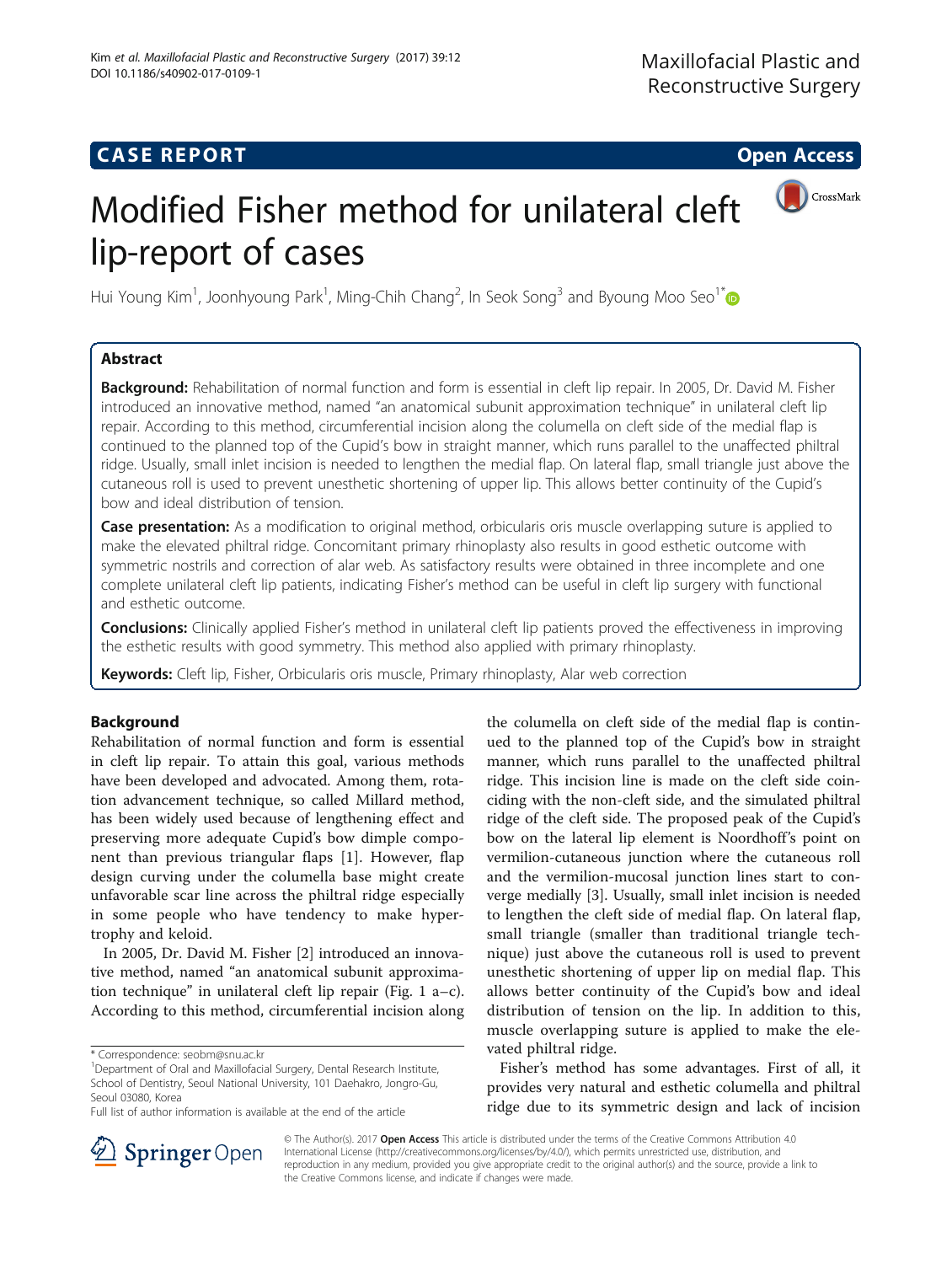CASE REPORT

Open Access

# Modified Fisher method for unilateral cleft lip-report of cases

Hui Young Kim[1], Joonhyoung Park[1], Ming-Chih Chang[2], In Seok Song[3] and Byoung Moo Seo[1*]

## Abstract

**Background:** Rehabilitation of normal function and form is essential in cleft lip repair. In 2005, Dr. David M. Fisher introduced an innovative method, named "an anatomical subunit approximation technique" in unilateral cleft lip repair. According to this method, circumferential incision along the columella on cleft side of the medial flap is continued to the planned top of the Cupid's bow in straight manner, which runs parallel to the unaffected philtral ridge. Usually, small inlet incision is needed to lengthen the medial flap. On lateral flap, small triangle just above the cutaneous roll is used to prevent unesthetic shortening of upper lip. This allows better continuity of the Cupid's bow and ideal distribution of tension.

**Case presentation:** As a modification to original method, orbicularis oris muscle overlapping suture is applied to make the elevated philtral ridge. Concomitant primary rhinoplasty also results in good esthetic outcome with symmetric nostrils and correction of alar web. As satisfactory results were obtained in three incomplete and one complete unilateral cleft lip patients, indicating Fisher's method can be useful in cleft lip surgery with functional and esthetic outcome.

**Conclusions:** Clinically applied Fisher's method in unilateral cleft lip patients proved the effectiveness in improving the esthetic results with good symmetry. This method also applied with primary rhinoplasty.

**Keywords:** Cleft lip, Fisher, Orbicularis oris muscle, Primary rhinoplasty, Alar web correction

## Background

Rehabilitation of normal function and form is essential in cleft lip repair. To attain this goal, various methods have been developed and advocated. Among them, rotation advancement technique, so called Millard method, has been widely used because of lengthening effect and preserving more adequate Cupid's bow dimple component than previous triangular flaps [1]. However, flap design curving under the columella base might create unfavorable scar line across the philtral ridge especially in some people who have tendency to make hypertrophy and keloid.

In 2005, Dr. David M. Fisher [2] introduced an innovative method, named "an anatomical subunit approximation technique" in unilateral cleft lip repair (Fig. 1 a–c). According to this method, circumferential incision along the columella on cleft side of the medial flap is continued to the planned top of the Cupid's bow in straight manner, which runs parallel to the unaffected philtral ridge. This incision line is made on the cleft side coinciding with the non-cleft side, and the simulated philtral ridge of the cleft side. The proposed peak of the Cupid's bow on the lateral lip element is Noordhoff's point on vermilion-cutaneous junction where the cutaneous roll and the vermilion-mucosal junction lines start to converge medially [3]. Usually, small inlet incision is needed to lengthen the cleft side of medial flap. On lateral flap, small triangle (smaller than traditional triangle technique) just above the cutaneous roll is used to prevent unesthetic shortening of upper lip on medial flap. This allows better continuity of the Cupid's bow and ideal distribution of tension on the lip. In addition to this, muscle overlapping suture is applied to make the elevated philtral ridge.

Fisher's method has some advantages. First of all, it provides very natural and esthetic columella and philtral ridge due to its symmetric design and lack of incision

* Correspondence: seobm@snu.ac.kr
[1]Department of Oral and Maxillofacial Surgery, Dental Research Institute, School of Dentistry, Seoul National University, 101 Daehakro, Jongro-Gu, Seoul 03080, Korea
Full list of author information is available at the end of the article

© The Author(s). 2017 **Open Access** This article is distributed under the terms of the Creative Commons Attribution 4.0 International License (http://creativecommons.org/licenses/by/4.0/), which permits unrestricted use, distribution, and reproduction in any medium, provided you give appropriate credit to the original author(s) and the source, provide a link to the Creative Commons license, and indicate if changes were made.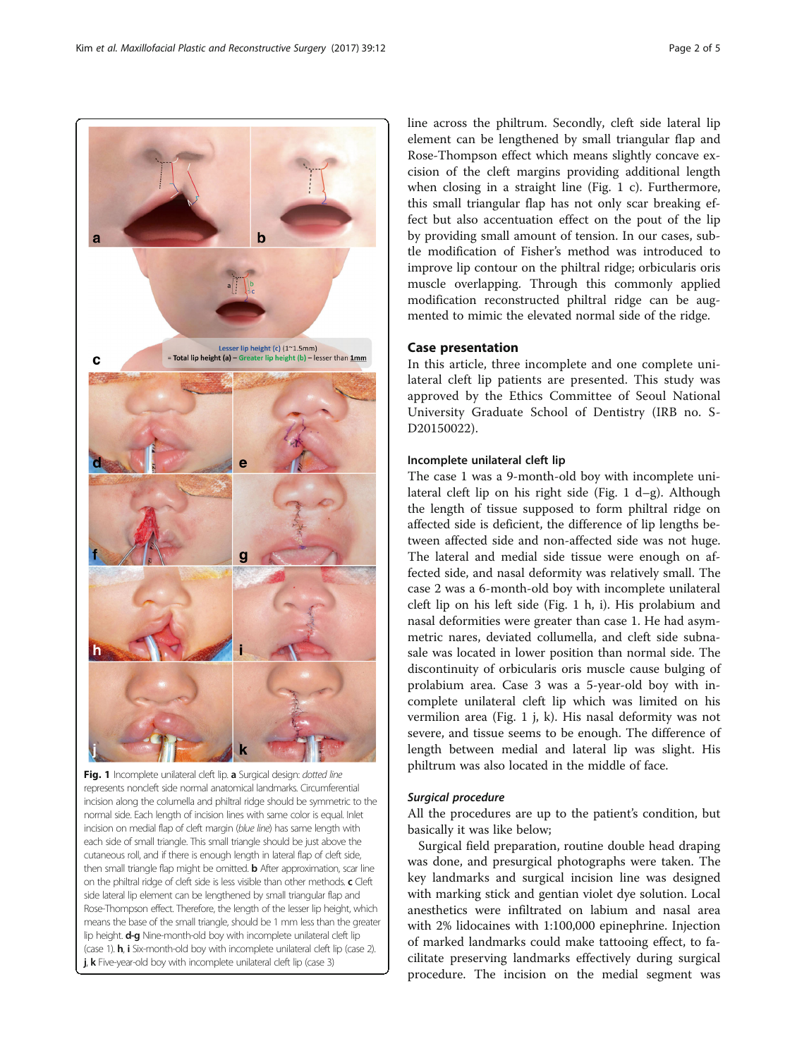Fig. 1 Incomplete unilateral cleft lip. **a** Surgical design: *dotted line* represents noncleft side normal anatomical landmarks. Circumferential incision along the columella and philtral ridge should be symmetric to the normal side. Each length of incision lines with same color is equal. Inlet incision on medial flap of cleft margin (*blue line*) has same length with each side of small triangle. This small triangle should be just above the cutaneous roll, and if there is enough length in lateral flap of cleft side, then small triangle flap might be omitted. **b** After approximation, scar line on the philtral ridge of cleft side is less visible than other methods. **c** Cleft side lateral lip element can be lengthened by small triangular flap and Rose-Thompson effect. Therefore, the length of the lesser lip height, which means the base of the small triangle, should be 1 mm less than the greater lip height. **d-g** Nine-month-old boy with incomplete unilateral cleft lip (case 1). **h**, **i** Six-month-old boy with incomplete unilateral cleft lip (case 2). **j**, **k** Five-year-old boy with incomplete unilateral cleft lip (case 3)

line across the philtrum. Secondly, cleft side lateral lip element can be lengthened by small triangular flap and Rose-Thompson effect which means slightly concave excision of the cleft margins providing additional length when closing in a straight line (Fig. 1 c). Furthermore, this small triangular flap has not only scar breaking effect but also accentuation effect on the pout of the lip by providing small amount of tension. In our cases, subtle modification of Fisher's method was introduced to improve lip contour on the philtral ridge; orbicularis oris muscle overlapping. Through this commonly applied modification reconstructed philtral ridge can be augmented to mimic the elevated normal side of the ridge.

## Case presentation

In this article, three incomplete and one complete unilateral cleft lip patients are presented. This study was approved by the Ethics Committee of Seoul National University Graduate School of Dentistry (IRB no. S-D20150022).

### Incomplete unilateral cleft lip

The case 1 was a 9-month-old boy with incomplete unilateral cleft lip on his right side (Fig. 1 d–g). Although the length of tissue supposed to form philtral ridge on affected side is deficient, the difference of lip lengths between affected side and non-affected side was not huge. The lateral and medial side tissue were enough on affected side, and nasal deformity was relatively small. The case 2 was a 6-month-old boy with incomplete unilateral cleft lip on his left side (Fig. 1 h, i). His prolabium and nasal deformities were greater than case 1. He had asymmetric nares, deviated collumella, and cleft side subnasale was located in lower position than normal side. The discontinuity of orbicularis oris muscle cause bulging of prolabium area. Case 3 was a 5-year-old boy with incomplete unilateral cleft lip which was limited on his vermilion area (Fig. 1 j, k). His nasal deformity was not severe, and tissue seems to be enough. The difference of length between medial and lateral lip was slight. His philtrum was also located in the middle of face.

#### *Surgical procedure*

All the procedures are up to the patient's condition, but basically it was like below;

Surgical field preparation, routine double head draping was done, and presurgical photographs were taken. The key landmarks and surgical incision line was designed with marking stick and gentian violet dye solution. Local anesthetics were infiltrated on labium and nasal area with 2% lidocaines with 1:100,000 epinephrine. Injection of marked landmarks could make tattooing effect, to facilitate preserving landmarks effectively during surgical procedure. The incision on the medial segment was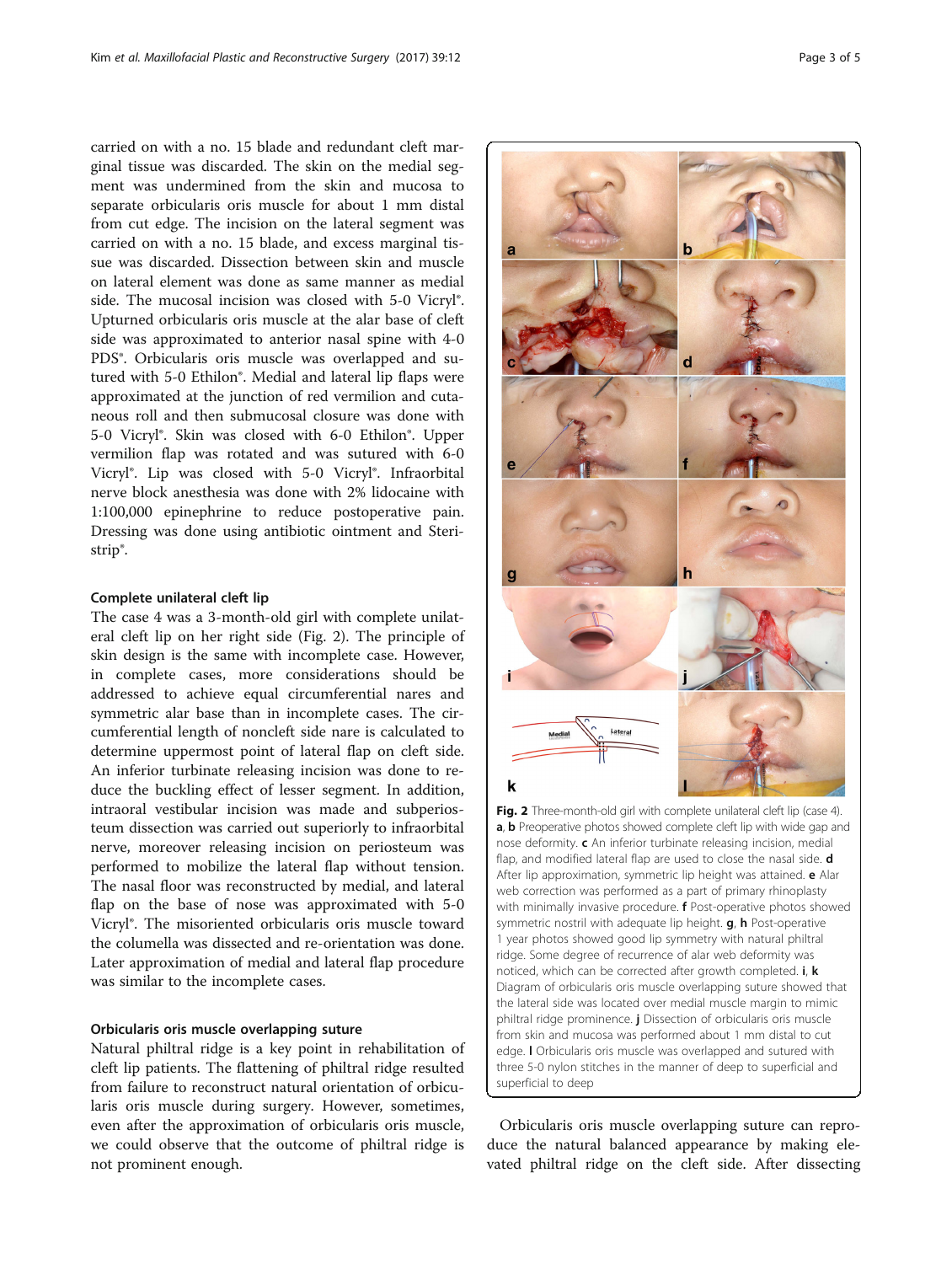carried on with a no. 15 blade and redundant cleft marginal tissue was discarded. The skin on the medial segment was undermined from the skin and mucosa to separate orbicularis oris muscle for about 1 mm distal from cut edge. The incision on the lateral segment was carried on with a no. 15 blade, and excess marginal tissue was discarded. Dissection between skin and muscle on lateral element was done as same manner as medial side. The mucosal incision was closed with 5-0 Vicryl®. Upturned orbicularis oris muscle at the alar base of cleft side was approximated to anterior nasal spine with 4-0 PDS®. Orbicularis oris muscle was overlapped and sutured with 5-0 Ethilon®. Medial and lateral lip flaps were approximated at the junction of red vermilion and cutaneous roll and then submucosal closure was done with 5-0 Vicryl®. Skin was closed with 6-0 Ethilon®. Upper vermilion flap was rotated and was sutured with 6-0 Vicryl®. Lip was closed with 5-0 Vicryl®. Infraorbital nerve block anesthesia was done with 2% lidocaine with 1:100,000 epinephrine to reduce postoperative pain. Dressing was done using antibiotic ointment and Steri-strip®.

### Complete unilateral cleft lip

The case 4 was a 3-month-old girl with complete unilateral cleft lip on her right side (Fig. 2). The principle of skin design is the same with incomplete case. However, in complete cases, more considerations should be addressed to achieve equal circumferential nares and symmetric alar base than in incomplete cases. The circumferential length of noncleft side nare is calculated to determine uppermost point of lateral flap on cleft side. An inferior turbinate releasing incision was done to reduce the buckling effect of lesser segment. In addition, intraoral vestibular incision was made and subperiosteum dissection was carried out superiorly to infraorbital nerve, moreover releasing incision on periosteum was performed to mobilize the lateral flap without tension. The nasal floor was reconstructed by medial, and lateral flap on the base of nose was approximated with 5-0 Vicryl®. The misoriented orbicularis oris muscle toward the columella was dissected and re-orientation was done. Later approximation of medial and lateral flap procedure was similar to the incomplete cases.

**Fig. 2** Three-month-old girl with complete unilateral cleft lip (case 4). **a**, **b** Preoperative photos showed complete cleft lip with wide gap and nose deformity. **c** An inferior turbinate releasing incision, medial flap, and modified lateral flap are used to close the nasal side. **d** After lip approximation, symmetric lip height was attained. **e** Alar web correction was performed as a part of primary rhinoplasty with minimally invasive procedure. **f** Post-operative photos showed symmetric nostril with adequate lip height. **g**, **h** Post-operative 1 year photos showed good lip symmetry with natural philtral ridge. Some degree of recurrence of alar web deformity was noticed, which can be corrected after growth completed. **i**, **k** Diagram of orbicularis oris muscle overlapping suture showed that the lateral side was located over medial muscle margin to mimic philtral ridge prominence. **j** Dissection of orbicularis oris muscle from skin and mucosa was performed about 1 mm distal to cut edge. **l** Orbicularis oris muscle was overlapped and sutured with three 5-0 nylon stitches in the manner of deep to superficial and superficial to deep

### Orbicularis oris muscle overlapping suture

Natural philtral ridge is a key point in rehabilitation of cleft lip patients. The flattening of philtral ridge resulted from failure to reconstruct natural orientation of orbicularis oris muscle during surgery. However, sometimes, even after the approximation of orbicularis oris muscle, we could observe that the outcome of philtral ridge is not prominent enough.

Orbicularis oris muscle overlapping suture can reproduce the natural balanced appearance by making elevated philtral ridge on the cleft side. After dissecting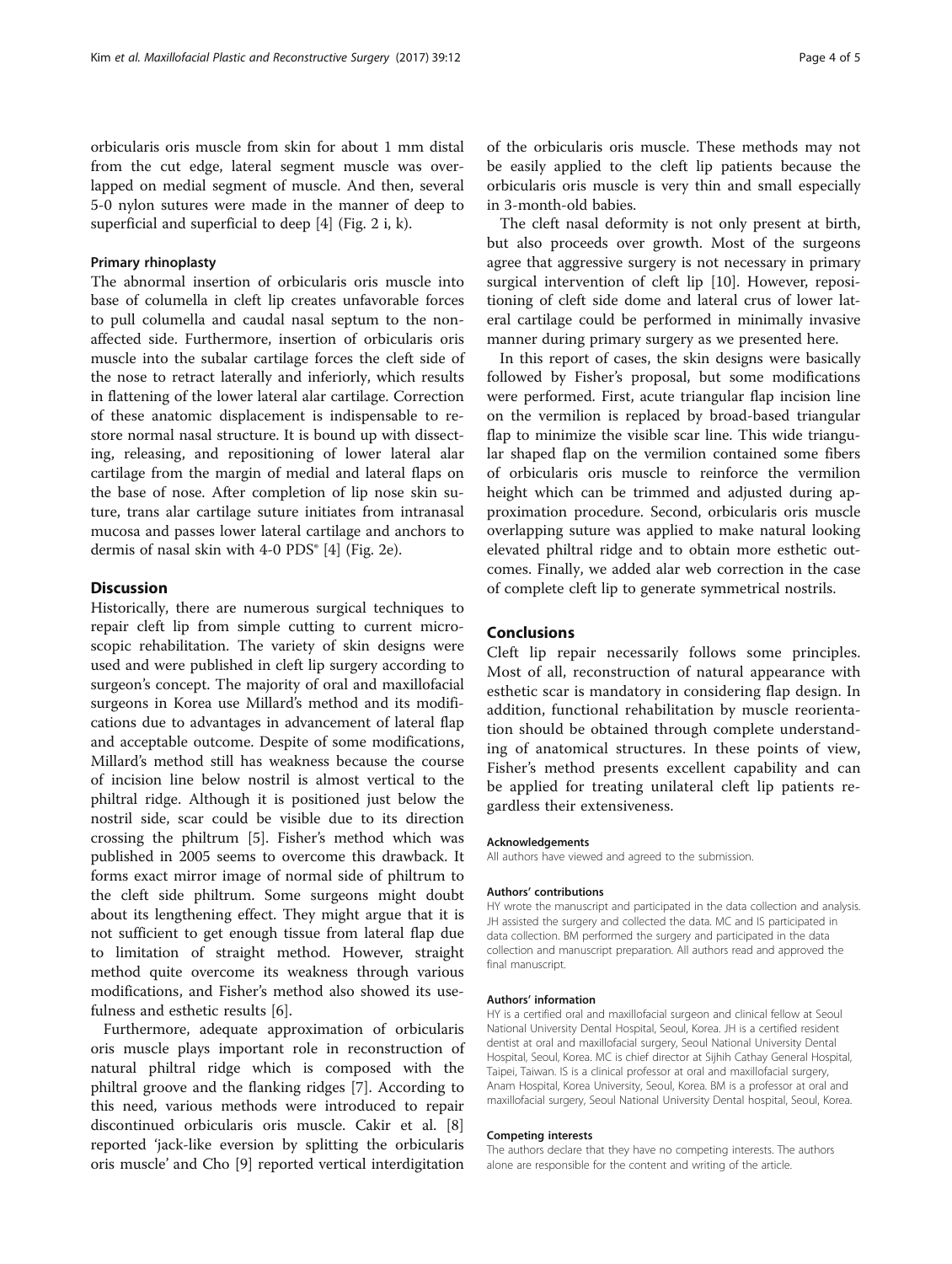orbicularis oris muscle from skin for about 1 mm distal from the cut edge, lateral segment muscle was overlapped on medial segment of muscle. And then, several 5-0 nylon sutures were made in the manner of deep to superficial and superficial to deep [4] (Fig. 2 i, k).

#### Primary rhinoplasty

The abnormal insertion of orbicularis oris muscle into base of columella in cleft lip creates unfavorable forces to pull columella and caudal nasal septum to the non-affected side. Furthermore, insertion of orbicularis oris muscle into the subalar cartilage forces the cleft side of the nose to retract laterally and inferiorly, which results in flattening of the lower lateral alar cartilage. Correction of these anatomic displacement is indispensable to restore normal nasal structure. It is bound up with dissecting, releasing, and repositioning of lower lateral alar cartilage from the margin of medial and lateral flaps on the base of nose. After completion of lip nose skin suture, trans alar cartilage suture initiates from intranasal mucosa and passes lower lateral cartilage and anchors to dermis of nasal skin with 4-0 PDS® [4] (Fig. 2e).

## Discussion

Historically, there are numerous surgical techniques to repair cleft lip from simple cutting to current microscopic rehabilitation. The variety of skin designs were used and were published in cleft lip surgery according to surgeon's concept. The majority of oral and maxillofacial surgeons in Korea use Millard's method and its modifications due to advantages in advancement of lateral flap and acceptable outcome. Despite of some modifications, Millard's method still has weakness because the course of incision line below nostril is almost vertical to the philtral ridge. Although it is positioned just below the nostril side, scar could be visible due to its direction crossing the philtrum [5]. Fisher's method which was published in 2005 seems to overcome this drawback. It forms exact mirror image of normal side of philtrum to the cleft side philtrum. Some surgeons might doubt about its lengthening effect. They might argue that it is not sufficient to get enough tissue from lateral flap due to limitation of straight method. However, straight method quite overcome its weakness through various modifications, and Fisher's method also showed its usefulness and esthetic results [6].

Furthermore, adequate approximation of orbicularis oris muscle plays important role in reconstruction of natural philtral ridge which is composed with the philtral groove and the flanking ridges [7]. According to this need, various methods were introduced to repair discontinued orbicularis oris muscle. Cakir et al. [8] reported 'jack-like eversion by splitting the orbicularis oris muscle' and Cho [9] reported vertical interdigitation of the orbicularis oris muscle. These methods may not be easily applied to the cleft lip patients because the orbicularis oris muscle is very thin and small especially in 3-month-old babies.

The cleft nasal deformity is not only present at birth, but also proceeds over growth. Most of the surgeons agree that aggressive surgery is not necessary in primary surgical intervention of cleft lip [10]. However, repositioning of cleft side dome and lateral crus of lower lateral cartilage could be performed in minimally invasive manner during primary surgery as we presented here.

In this report of cases, the skin designs were basically followed by Fisher's proposal, but some modifications were performed. First, acute triangular flap incision line on the vermilion is replaced by broad-based triangular flap to minimize the visible scar line. This wide triangular shaped flap on the vermilion contained some fibers of orbicularis oris muscle to reinforce the vermilion height which can be trimmed and adjusted during approximation procedure. Second, orbicularis oris muscle overlapping suture was applied to make natural looking elevated philtral ridge and to obtain more esthetic outcomes. Finally, we added alar web correction in the case of complete cleft lip to generate symmetrical nostrils.

## Conclusions

Cleft lip repair necessarily follows some principles. Most of all, reconstruction of natural appearance with esthetic scar is mandatory in considering flap design. In addition, functional rehabilitation by muscle reorientation should be obtained through complete understanding of anatomical structures. In these points of view, Fisher's method presents excellent capability and can be applied for treating unilateral cleft lip patients regardless their extensiveness.

#### Acknowledgements

All authors have viewed and agreed to the submission.

#### Authors' contributions

HY wrote the manuscript and participated in the data collection and analysis. JH assisted the surgery and collected the data. MC and IS participated in data collection. BM performed the surgery and participated in the data collection and manuscript preparation. All authors read and approved the final manuscript.

#### Authors' information

HY is a certified oral and maxillofacial surgeon and clinical fellow at Seoul National University Dental Hospital, Seoul, Korea. JH is a certified resident dentist at oral and maxillofacial surgery, Seoul National University Dental Hospital, Seoul, Korea. MC is chief director at Sijhih Cathay General Hospital, Taipei, Taiwan. IS is a clinical professor at oral and maxillofacial surgery, Anam Hospital, Korea University, Seoul, Korea. BM is a professor at oral and maxillofacial surgery, Seoul National University Dental hospital, Seoul, Korea.

#### Competing interests

The authors declare that they have no competing interests. The authors alone are responsible for the content and writing of the article.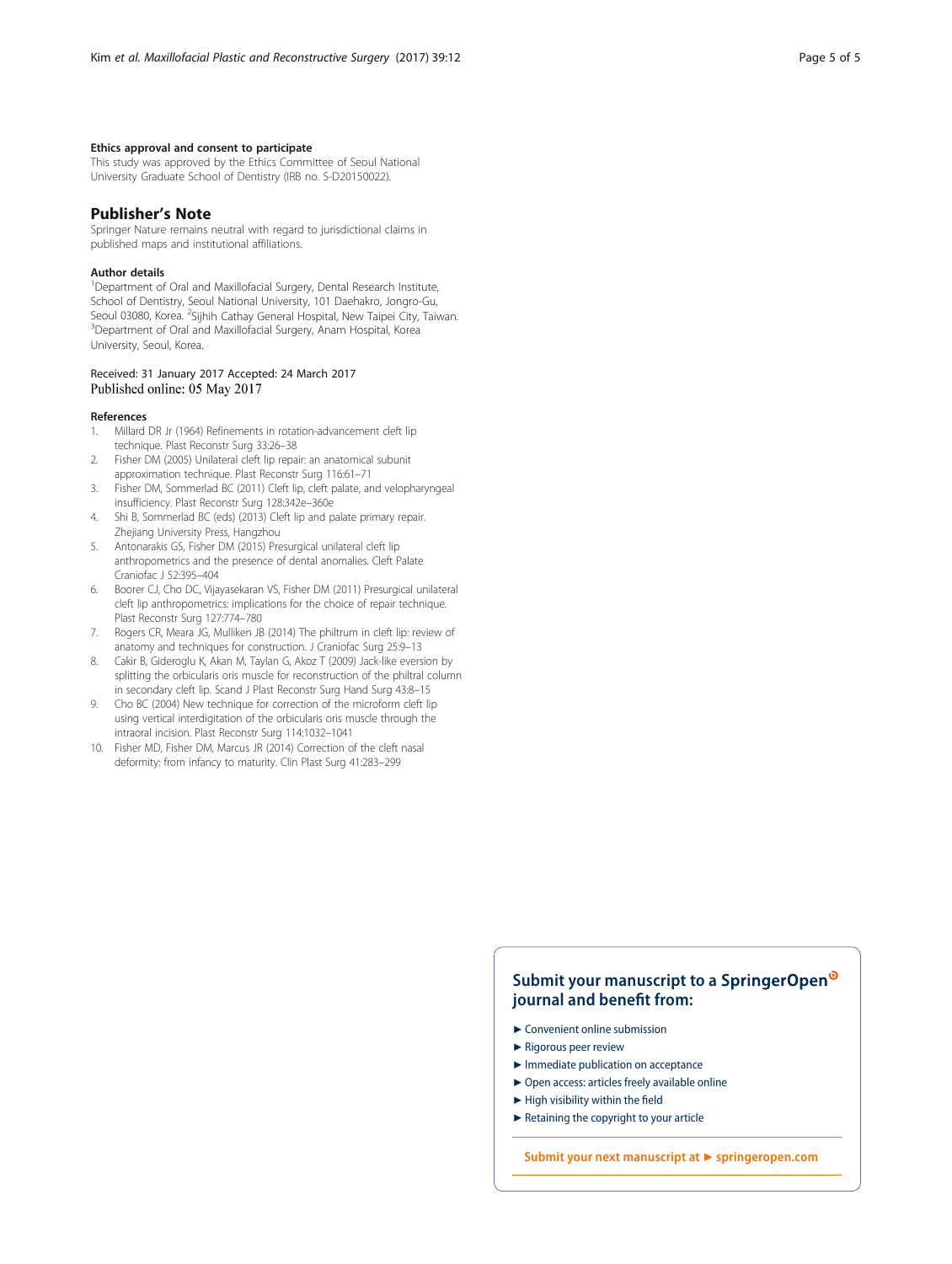#### Ethics approval and consent to participate

This study was approved by the Ethics Committee of Seoul National University Graduate School of Dentistry (IRB no. S-D20150022).

## Publisher's Note

Springer Nature remains neutral with regard to jurisdictional claims in published maps and institutional affiliations.

#### Author details

[1]Department of Oral and Maxillofacial Surgery, Dental Research Institute, School of Dentistry, Seoul National University, 101 Daehakro, Jongro-Gu, Seoul 03080, Korea. [2]Sijhih Cathay General Hospital, New Taipei City, Taiwan. [3]Department of Oral and Maxillofacial Surgery, Anam Hospital, Korea University, Seoul, Korea.

Received: 31 January 2017 Accepted: 24 March 2017
Published online: 05 May 2017

#### References

1. Millard DR Jr (1964) Refinements in rotation-advancement cleft lip technique. Plast Reconstr Surg 33:26–38
2. Fisher DM (2005) Unilateral cleft lip repair: an anatomical subunit approximation technique. Plast Reconstr Surg 116:61–71
3. Fisher DM, Sommerlad BC (2011) Cleft lip, cleft palate, and velopharyngeal insufficiency. Plast Reconstr Surg 128:342e–360e
4. Shi B, Sommerlad BC (eds) (2013) Cleft lip and palate primary repair. Zhejiang University Press, Hangzhou
5. Antonarakis GS, Fisher DM (2015) Presurgical unilateral cleft lip anthropometrics and the presence of dental anomalies. Cleft Palate Craniofac J 52:395–404
6. Boorer CJ, Cho DC, Vijayasekaran VS, Fisher DM (2011) Presurgical unilateral cleft lip anthropometrics: implications for the choice of repair technique. Plast Reconstr Surg 127:774–780
7. Rogers CR, Meara JG, Mulliken JB (2014) The philtrum in cleft lip: review of anatomy and techniques for construction. J Craniofac Surg 25:9–13
8. Cakir B, Gideroglu K, Akan M, Taylan G, Akoz T (2009) Jack-like eversion by splitting the orbicularis oris muscle for reconstruction of the philtral column in secondary cleft lip. Scand J Plast Reconstr Surg Hand Surg 43:8–15
9. Cho BC (2004) New technique for correction of the microform cleft lip using vertical interdigitation of the orbicularis oris muscle through the intraoral incision. Plast Reconstr Surg 114:1032–1041
10. Fisher MD, Fisher DM, Marcus JR (2014) Correction of the cleft nasal deformity: from infancy to maturity. Clin Plast Surg 41:283–299

**Submit your manuscript to a SpringerOpen journal and benefit from:**

- ► Convenient online submission
- ► Rigorous peer review
- ► Immediate publication on acceptance
- ► Open access: articles freely available online
- ► High visibility within the field
- ► Retaining the copyright to your article

**Submit your next manuscript at ► springeropen.com**